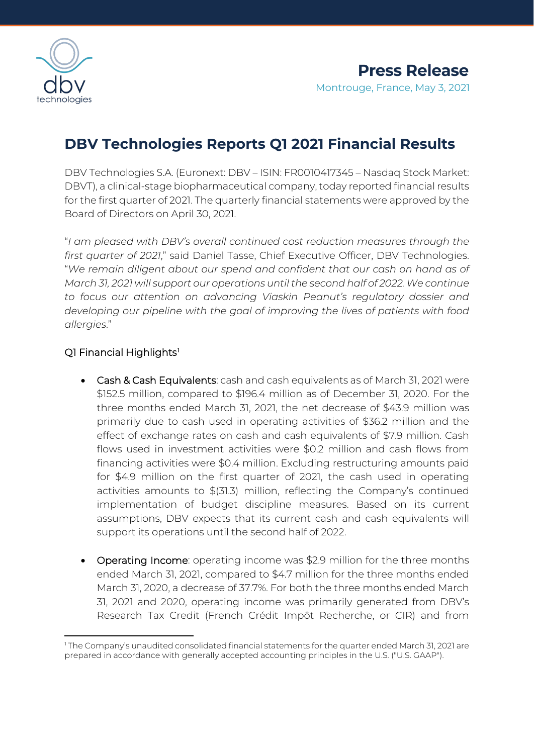# Press Release

Montrouge, France, May 3, 2021

# DBV Technologies Reports Q1 2021 Financial Results

DBV Technologies S.A. (Euronext: DBV – ISIN: FR0010417345 – Nasdaq Stock Market: DBVT), a clinical-stage biopharmaceutical company, today reported financial results for the first quarter of 2021. The quarterly financial statements were approved by the Board of Directors on April 30, 2021.

"*I am pleased with DBV's overall continued cost reduction measures through the first quarter of 2021*," said Daniel Tasse, Chief Executive Officer, DBV Technologies. "*We remain diligent about our spend and confident that our cash on hand as of March 31, 2021 will support our operations until the second half of 2022. We continue to focus our attention on advancing Viaskin Peanut's regulatory dossier and developing our pipeline with the goal of improving the lives of patients with food allergies.*"

## Q1 Financial Highlights[1]

- Cash & Cash Equivalents: cash and cash equivalents as of March 31, 2021 were $152.5 million, compared to $196.4 million as of December 31, 2020. For the three months ended March 31, 2021, the net decrease of $43.9 million was primarily due to cash used in operating activities of $36.2 million and the effect of exchange rates on cash and cash equivalents of $7.9 million. Cash flows used in investment activities were $0.2 million and cash flows from financing activities were $0.4 million. Excluding restructuring amounts paid for $4.9 million on the first quarter of 2021, the cash used in operating activities amounts to $(31.3) million, reflecting the Company's continued implementation of budget discipline measures. Based on its current assumptions, DBV expects that its current cash and cash equivalents will support its operations until the second half of 2022.

- Operating Income: operating income was $2.9 million for the three months ended March 31, 2021, compared to $4.7 million for the three months ended March 31, 2020, a decrease of 37.7%. For both the three months ended March 31, 2021 and 2020, operating income was primarily generated from DBV's Research Tax Credit (French Crédit Impôt Recherche, or CIR) and from

[1] The Company's unaudited consolidated financial statements for the quarter ended March 31, 2021 are prepared in accordance with generally accepted accounting principles in the U.S. ("U.S. GAAP").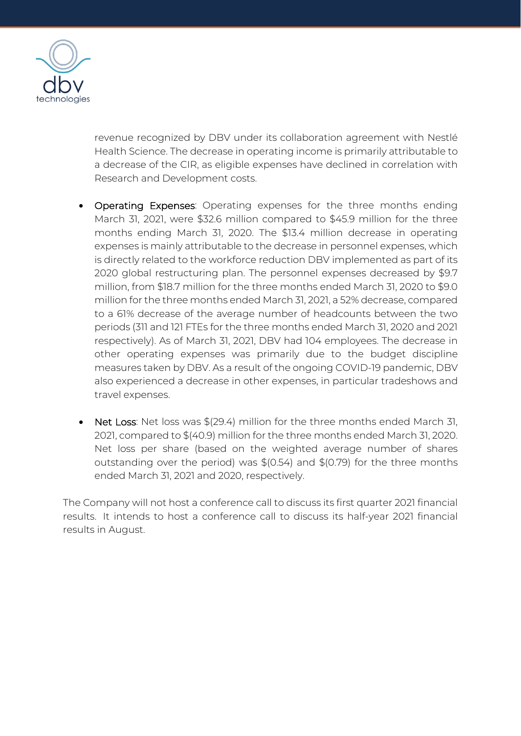revenue recognized by DBV under its collaboration agreement with Nestlé Health Science. The decrease in operating income is primarily attributable to a decrease of the CIR, as eligible expenses have declined in correlation with Research and Development costs.

- Operating Expenses: Operating expenses for the three months ending March 31, 2021, were $32.6 million compared to $45.9 million for the three months ending March 31, 2020. The $13.4 million decrease in operating expenses is mainly attributable to the decrease in personnel expenses, which is directly related to the workforce reduction DBV implemented as part of its 2020 global restructuring plan. The personnel expenses decreased by $9.7 million, from $18.7 million for the three months ended March 31, 2020 to $9.0 million for the three months ended March 31, 2021, a 52% decrease, compared to a 61% decrease of the average number of headcounts between the two periods (311 and 121 FTEs for the three months ended March 31, 2020 and 2021 respectively). As of March 31, 2021, DBV had 104 employees. The decrease in other operating expenses was primarily due to the budget discipline measures taken by DBV. As a result of the ongoing COVID-19 pandemic, DBV also experienced a decrease in other expenses, in particular tradeshows and travel expenses.

- Net Loss: Net loss was $(29.4) million for the three months ended March 31, 2021, compared to $(40.9) million for the three months ended March 31, 2020. Net loss per share (based on the weighted average number of shares outstanding over the period) was $(0.54) and $(0.79) for the three months ended March 31, 2021 and 2020, respectively.

The Company will not host a conference call to discuss its first quarter 2021 financial results. It intends to host a conference call to discuss its half-year 2021 financial results in August.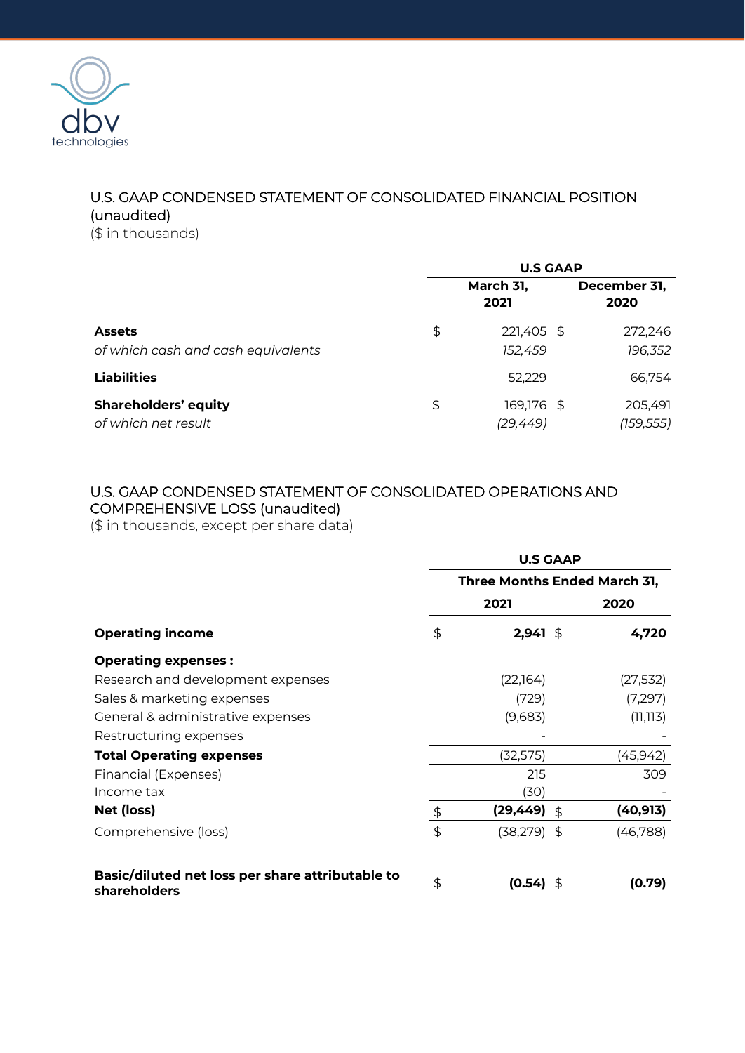## U.S. GAAP CONDENSED STATEMENT OF CONSOLIDATED FINANCIAL POSITION (unaudited)

($ in thousands)

| | U.S GAAP | |
|---|---|---|
| | March 31, 2021 | December 31, 2020 |
| **Assets** | $ 221,405 | $ 272,246 |
| *of which cash and cash equivalents* | *152,459* | *196,352* |
| **Liabilities** | 52,229 | 66,754 |
| **Shareholders' equity** | $ 169,176 | $ 205,491 |
| *of which net result* | *(29,449)* | *(159,555)* |

## U.S. GAAP CONDENSED STATEMENT OF CONSOLIDATED OPERATIONS AND COMPREHENSIVE LOSS (unaudited)

($ in thousands, except per share data)

| | U.S GAAP | |
|---|---|---|
| | Three Months Ended March 31, | |
| | 2021 | 2020 |
| **Operating income** | $ **2,941** | $ **4,720** |
| **Operating expenses :** | | |
| Research and development expenses | (22,164) | (27,532) |
| Sales & marketing expenses | (729) | (7,297) |
| General & administrative expenses | (9,683) | (11,113) |
| Restructuring expenses | - | - |
| **Total Operating expenses** | (32,575) | (45,942) |
| Financial (Expenses) | 215 | 309 |
| Income tax | (30) | - |
| **Net (loss)** | $ **(29,449)** | $ **(40,913)** |
| Comprehensive (loss) | $ (38,279) | $ (46,788) |
| **Basic/diluted net loss per share attributable to shareholders** | $ **(0.54)** | $ **(0.79)** |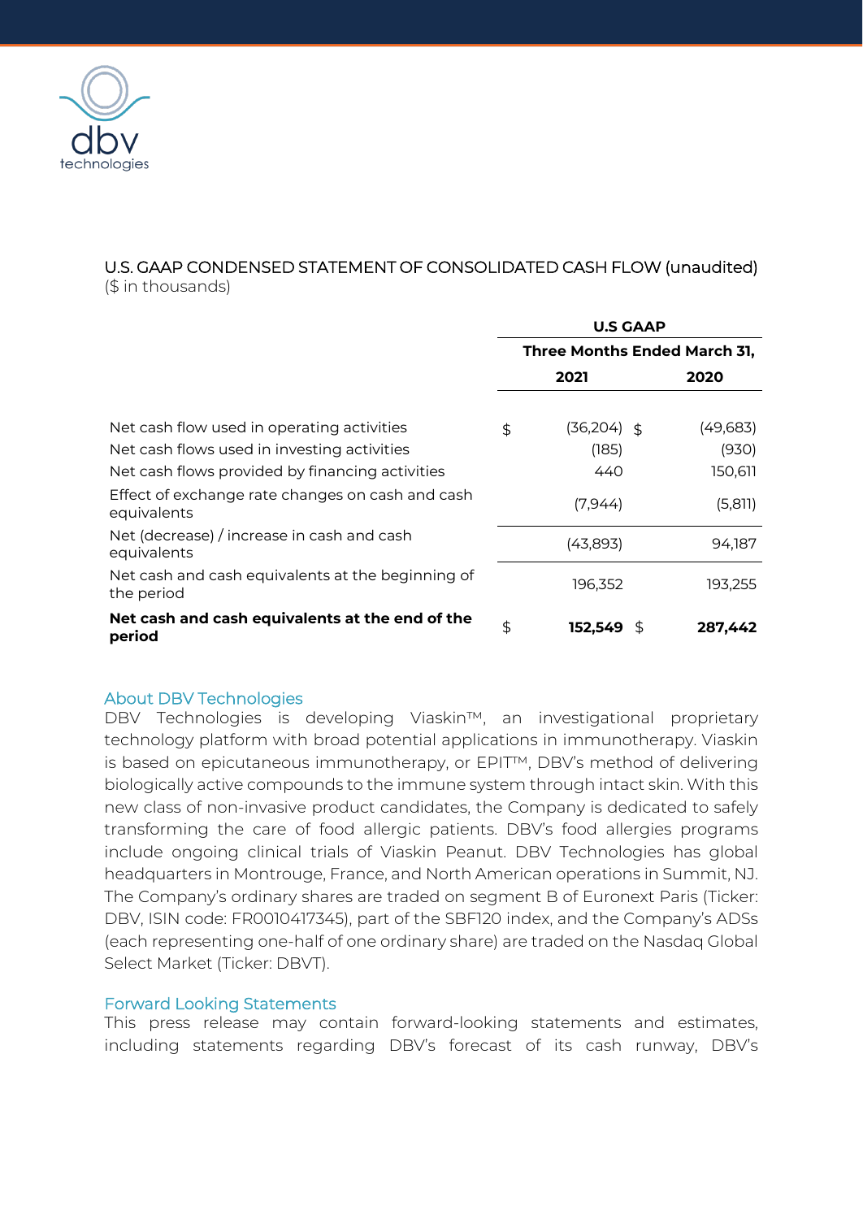## U.S. GAAP CONDENSED STATEMENT OF CONSOLIDATED CASH FLOW (unaudited)

($ in thousands)

| | U.S GAAP | |
|---|---|---|
| | Three Months Ended March 31, | |
| | 2021 | 2020 |
| Net cash flow used in operating activities | $ (36,204) | $ (49,683) |
| Net cash flows used in investing activities | (185) | (930) |
| Net cash flows provided by financing activities | 440 | 150,611 |
| Effect of exchange rate changes on cash and cash equivalents | (7,944) | (5,811) |
| Net (decrease) / increase in cash and cash equivalents | (43,893) | 94,187 |
| Net cash and cash equivalents at the beginning of the period | 196,352 | 193,255 |
| **Net cash and cash equivalents at the end of the period** | **$ 152,549** | **$ 287,442** |

### About DBV Technologies

DBV Technologies is developing Viaskin™, an investigational proprietary technology platform with broad potential applications in immunotherapy. Viaskin is based on epicutaneous immunotherapy, or EPIT™, DBV's method of delivering biologically active compounds to the immune system through intact skin. With this new class of non-invasive product candidates, the Company is dedicated to safely transforming the care of food allergic patients. DBV's food allergies programs include ongoing clinical trials of Viaskin Peanut. DBV Technologies has global headquarters in Montrouge, France, and North American operations in Summit, NJ. The Company's ordinary shares are traded on segment B of Euronext Paris (Ticker: DBV, ISIN code: FR0010417345), part of the SBF120 index, and the Company's ADSs (each representing one-half of one ordinary share) are traded on the Nasdaq Global Select Market (Ticker: DBVT).

### Forward Looking Statements

This press release may contain forward-looking statements and estimates, including statements regarding DBV's forecast of its cash runway, DBV's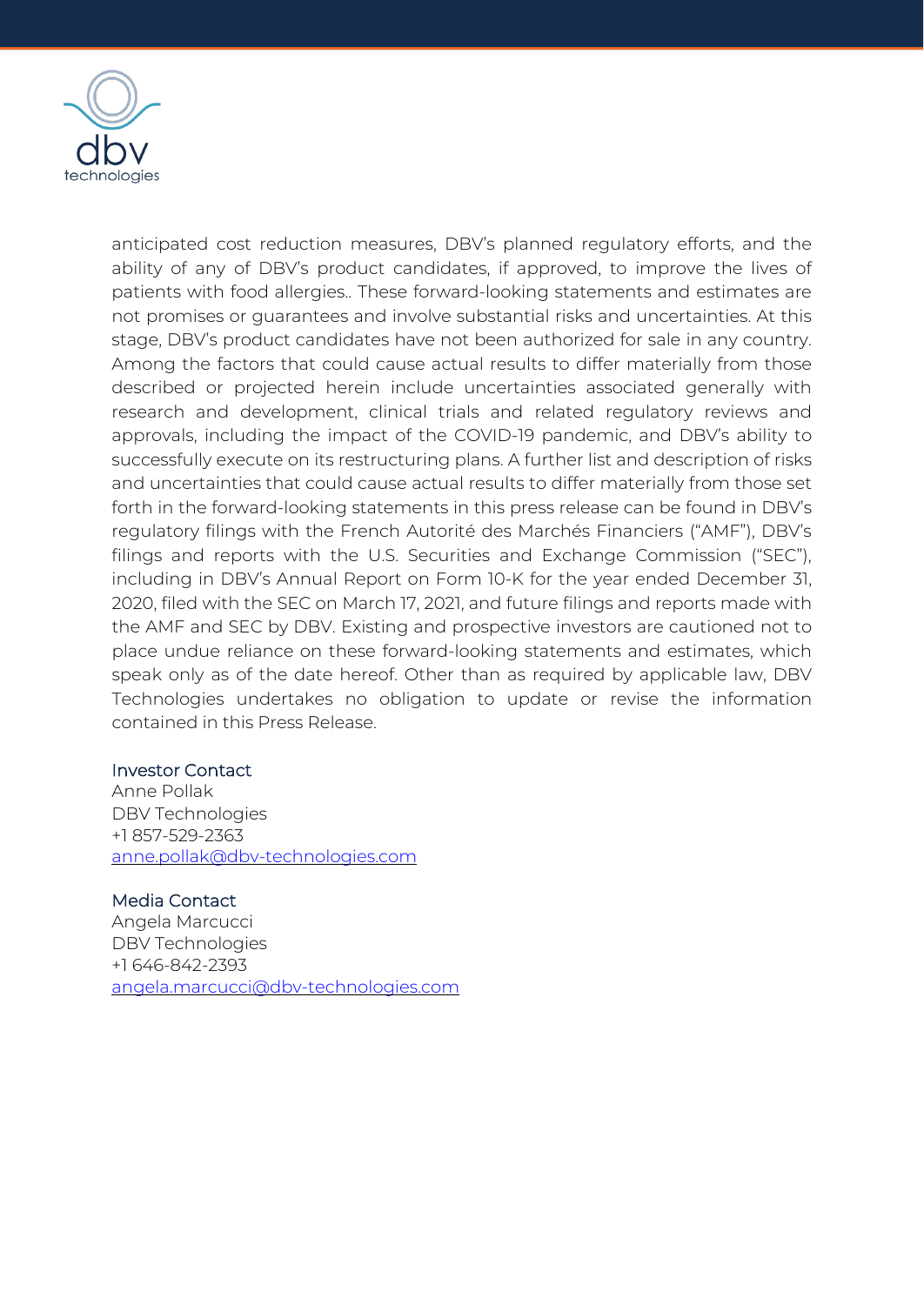anticipated cost reduction measures, DBV's planned regulatory efforts, and the ability of any of DBV's product candidates, if approved, to improve the lives of patients with food allergies.. These forward-looking statements and estimates are not promises or guarantees and involve substantial risks and uncertainties. At this stage, DBV's product candidates have not been authorized for sale in any country. Among the factors that could cause actual results to differ materially from those described or projected herein include uncertainties associated generally with research and development, clinical trials and related regulatory reviews and approvals, including the impact of the COVID-19 pandemic, and DBV's ability to successfully execute on its restructuring plans. A further list and description of risks and uncertainties that could cause actual results to differ materially from those set forth in the forward-looking statements in this press release can be found in DBV's regulatory filings with the French Autorité des Marchés Financiers ("AMF"), DBV's filings and reports with the U.S. Securities and Exchange Commission ("SEC"), including in DBV's Annual Report on Form 10-K for the year ended December 31, 2020, filed with the SEC on March 17, 2021, and future filings and reports made with the AMF and SEC by DBV. Existing and prospective investors are cautioned not to place undue reliance on these forward-looking statements and estimates, which speak only as of the date hereof. Other than as required by applicable law, DBV Technologies undertakes no obligation to update or revise the information contained in this Press Release.

**Investor Contact**
Anne Pollak
DBV Technologies
+1 857-529-2363
anne.pollak@dbv-technologies.com

**Media Contact**
Angela Marcucci
DBV Technologies
+1 646-842-2393
angela.marcucci@dbv-technologies.com